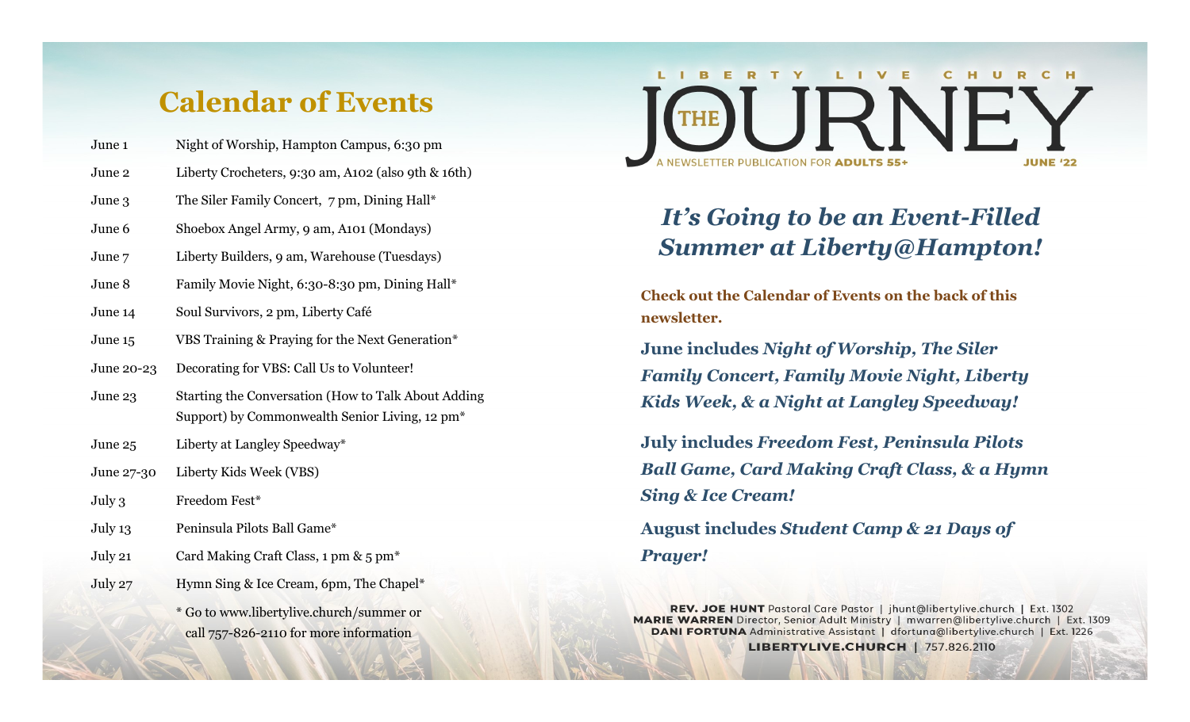## Calendar of Events

| | |
|---|---|
| June 1 | Night of Worship, Hampton Campus, 6:30 pm |
| June 2 | Liberty Crocheters, 9:30 am, A102 (also 9th & 16th) |
| June 3 | The Siler Family Concert, 7 pm, Dining Hall* |
| June 6 | Shoebox Angel Army, 9 am, A101 (Mondays) |
| June 7 | Liberty Builders, 9 am, Warehouse (Tuesdays) |
| June 8 | Family Movie Night, 6:30-8:30 pm, Dining Hall* |
| June 14 | Soul Survivors, 2 pm, Liberty Café |
| June 15 | VBS Training & Praying for the Next Generation* |
| June 20-23 | Decorating for VBS: Call Us to Volunteer! |
| June 23 | Starting the Conversation (How to Talk About Adding Support) by Commonwealth Senior Living, 12 pm* |
| June 25 | Liberty at Langley Speedway* |
| June 27-30 | Liberty Kids Week (VBS) |
| July 3 | Freedom Fest* |
| July 13 | Peninsula Pilots Ball Game* |
| July 21 | Card Making Craft Class, 1 pm & 5 pm* |
| July 27 | Hymn Sing & Ice Cream, 6pm, The Chapel* |

* Go to www.libertylive.church/summer or call 757-826-2110 for more information

LIBERTY LIVE CHURCH

# THE JOURNEY

A NEWSLETTER PUBLICATION FOR **ADULTS 55+** **JUNE '22**

## *It's Going to be an Event-Filled Summer at Liberty@Hampton!*

**Check out the Calendar of Events on the back of this newsletter.**

**June includes *Night of Worship, The Siler Family Concert, Family Movie Night, Liberty Kids Week, & a Night at Langley Speedway!***

**July includes *Freedom Fest, Peninsula Pilots Ball Game, Card Making Craft Class, & a Hymn Sing & Ice Cream!***

**August includes *Student Camp & 21 Days of Prayer!***

**REV. JOE HUNT** Pastoral Care Pastor | jhunt@libertylive.church | Ext. 1302
**MARIE WARREN** Director, Senior Adult Ministry | mwarren@libertylive.church | Ext. 1309
**DANI FORTUNA** Administrative Assistant | dfortuna@libertylive.church | Ext. 1226
**LIBERTYLIVE.CHURCH** | 757.826.2110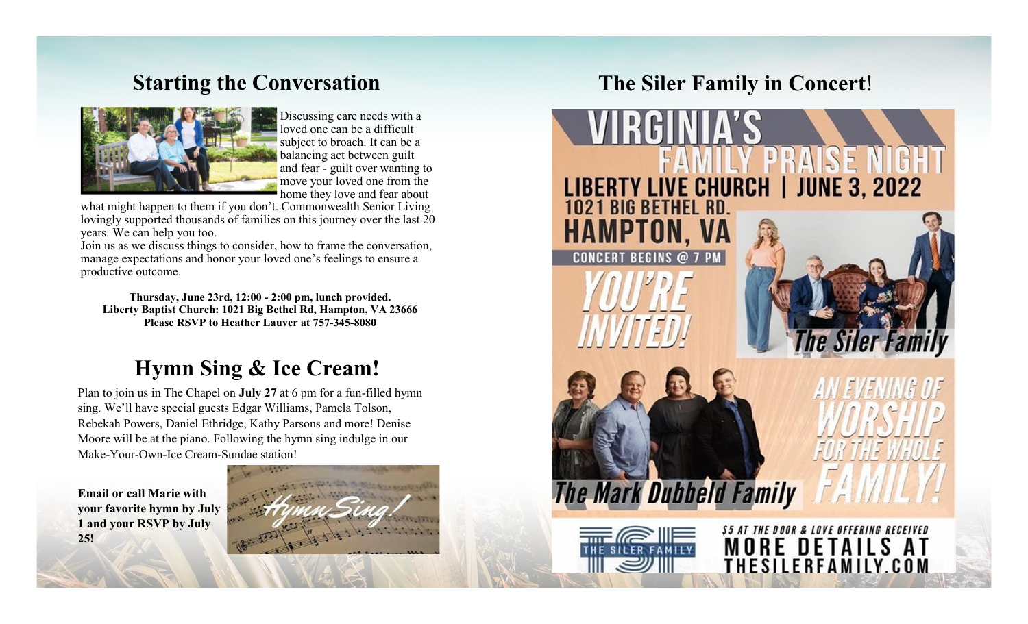## Starting the Conversation

Discussing care needs with a loved one can be a difficult subject to broach. It can be a balancing act between guilt and fear - guilt over wanting to move your loved one from the home they love and fear about what might happen to them if you don't. Commonwealth Senior Living lovingly supported thousands of families on this journey over the last 20 years. We can help you too.

Join us as we discuss things to consider, how to frame the conversation, manage expectations and honor your loved one's feelings to ensure a productive outcome.

**Thursday, June 23rd, 12:00 - 2:00 pm, lunch provided.**
**Liberty Baptist Church: 1021 Big Bethel Rd, Hampton, VA 23666**
**Please RSVP to Heather Lauver at 757-345-8080**

## Hymn Sing & Ice Cream!

Plan to join us in The Chapel on **July 27** at 6 pm for a fun-filled hymn sing. We'll have special guests Edgar Williams, Pamela Tolson, Rebekah Powers, Daniel Ethridge, Kathy Parsons and more! Denise Moore will be at the piano. Following the hymn sing indulge in our Make-Your-Own-Ice Cream-Sundae station!

**Email or call Marie with your favorite hymn by July 1 and your RSVP by July 25!**

## The Siler Family in Concert!

VIRGINIA'S FAMILY PRAISE NIGHT

LIBERTY LIVE CHURCH | JUNE 3, 2022

1021 BIG BETHEL RD.

HAMPTON, VA

CONCERT BEGINS @ 7 PM

YOU'RE INVITED!

The Siler Family

The Mark Dubbeld Family

AN EVENING OF WORSHIP FOR THE WHOLE FAMILY!

THE SILER FAMILY

$5 AT THE DOOR & LOVE OFFERING RECEIVED

MORE DETAILS AT THESILERFAMILY.COM